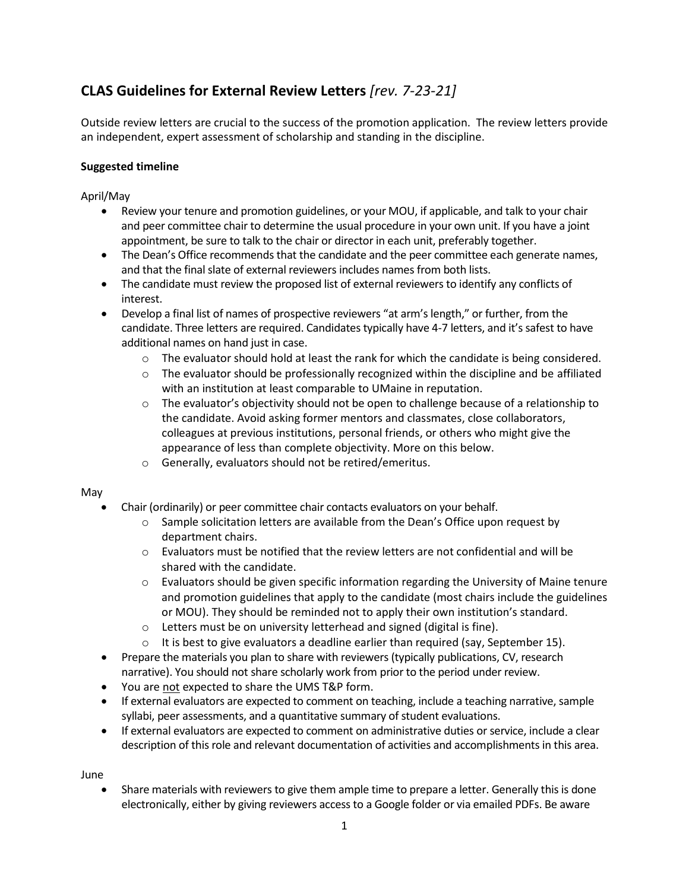# CLAS Guidelines for External Review Letters *[rev. 7-23-21]*

Outside review letters are crucial to the success of the promotion application. The review letters provide an independent, expert assessment of scholarship and standing in the discipline.

**Suggested timeline**

April/May

- Review your tenure and promotion guidelines, or your MOU, if applicable, and talk to your chair and peer committee chair to determine the usual procedure in your own unit. If you have a joint appointment, be sure to talk to the chair or director in each unit, preferably together.
- The Dean's Office recommends that the candidate and the peer committee each generate names, and that the final slate of external reviewers includes names from both lists.
- The candidate must review the proposed list of external reviewers to identify any conflicts of interest.
- Develop a final list of names of prospective reviewers "at arm's length," or further, from the candidate. Three letters are required. Candidates typically have 4-7 letters, and it's safest to have additional names on hand just in case.
    - The evaluator should hold at least the rank for which the candidate is being considered.
    - The evaluator should be professionally recognized within the discipline and be affiliated with an institution at least comparable to UMaine in reputation.
    - The evaluator's objectivity should not be open to challenge because of a relationship to the candidate. Avoid asking former mentors and classmates, close collaborators, colleagues at previous institutions, personal friends, or others who might give the appearance of less than complete objectivity. More on this below.
    - Generally, evaluators should not be retired/emeritus.

May

- Chair (ordinarily) or peer committee chair contacts evaluators on your behalf.
    - Sample solicitation letters are available from the Dean's Office upon request by department chairs.
    - Evaluators must be notified that the review letters are not confidential and will be shared with the candidate.
    - Evaluators should be given specific information regarding the University of Maine tenure and promotion guidelines that apply to the candidate (most chairs include the guidelines or MOU). They should be reminded not to apply their own institution's standard.
    - Letters must be on university letterhead and signed (digital is fine).
    - It is best to give evaluators a deadline earlier than required (say, September 15).
- Prepare the materials you plan to share with reviewers (typically publications, CV, research narrative). You should not share scholarly work from prior to the period under review.
- You are <u>not</u> expected to share the UMS T&P form.
- If external evaluators are expected to comment on teaching, include a teaching narrative, sample syllabi, peer assessments, and a quantitative summary of student evaluations.
- If external evaluators are expected to comment on administrative duties or service, include a clear description of this role and relevant documentation of activities and accomplishments in this area.

June

- Share materials with reviewers to give them ample time to prepare a letter. Generally this is done electronically, either by giving reviewers access to a Google folder or via emailed PDFs. Be aware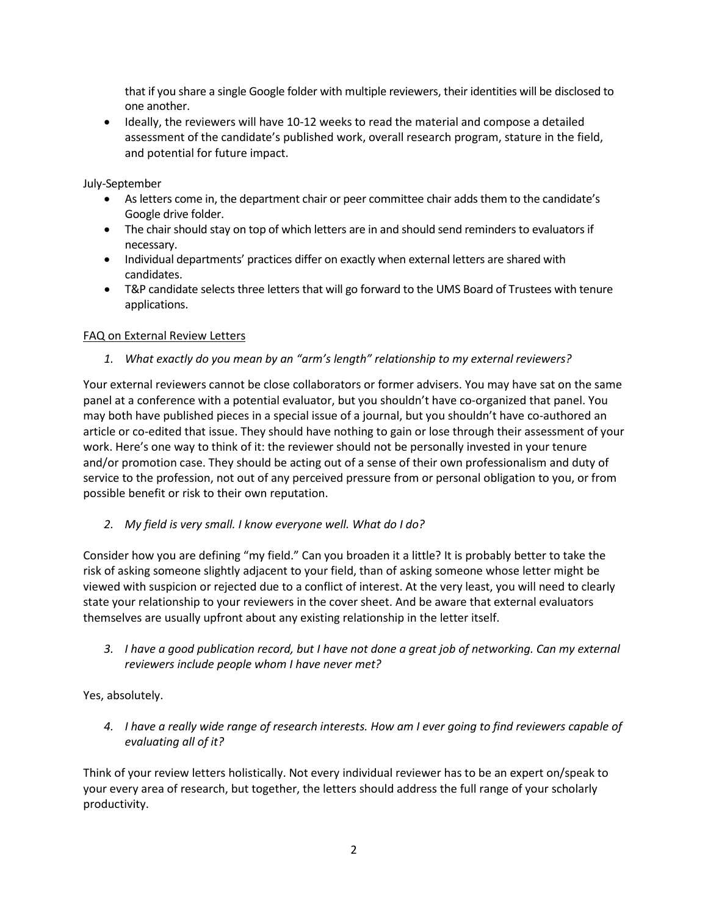that if you share a single Google folder with multiple reviewers, their identities will be disclosed to one another.

- Ideally, the reviewers will have 10-12 weeks to read the material and compose a detailed assessment of the candidate's published work, overall research program, stature in the field, and potential for future impact.

July-September

- As letters come in, the department chair or peer committee chair adds them to the candidate's Google drive folder.
- The chair should stay on top of which letters are in and should send reminders to evaluators if necessary.
- Individual departments' practices differ on exactly when external letters are shared with candidates.
- T&P candidate selects three letters that will go forward to the UMS Board of Trustees with tenure applications.

<u>FAQ on External Review Letters</u>

1. *What exactly do you mean by an "arm's length" relationship to my external reviewers?*

Your external reviewers cannot be close collaborators or former advisers. You may have sat on the same panel at a conference with a potential evaluator, but you shouldn't have co-organized that panel. You may both have published pieces in a special issue of a journal, but you shouldn't have co-authored an article or co-edited that issue. They should have nothing to gain or lose through their assessment of your work. Here's one way to think of it: the reviewer should not be personally invested in your tenure and/or promotion case. They should be acting out of a sense of their own professionalism and duty of service to the profession, not out of any perceived pressure from or personal obligation to you, or from possible benefit or risk to their own reputation.

2. *My field is very small. I know everyone well. What do I do?*

Consider how you are defining "my field." Can you broaden it a little? It is probably better to take the risk of asking someone slightly adjacent to your field, than of asking someone whose letter might be viewed with suspicion or rejected due to a conflict of interest. At the very least, you will need to clearly state your relationship to your reviewers in the cover sheet. And be aware that external evaluators themselves are usually upfront about any existing relationship in the letter itself.

3. *I have a good publication record, but I have not done a great job of networking. Can my external reviewers include people whom I have never met?*

Yes, absolutely.

4. *I have a really wide range of research interests. How am I ever going to find reviewers capable of evaluating all of it?*

Think of your review letters holistically. Not every individual reviewer has to be an expert on/speak to your every area of research, but together, the letters should address the full range of your scholarly productivity.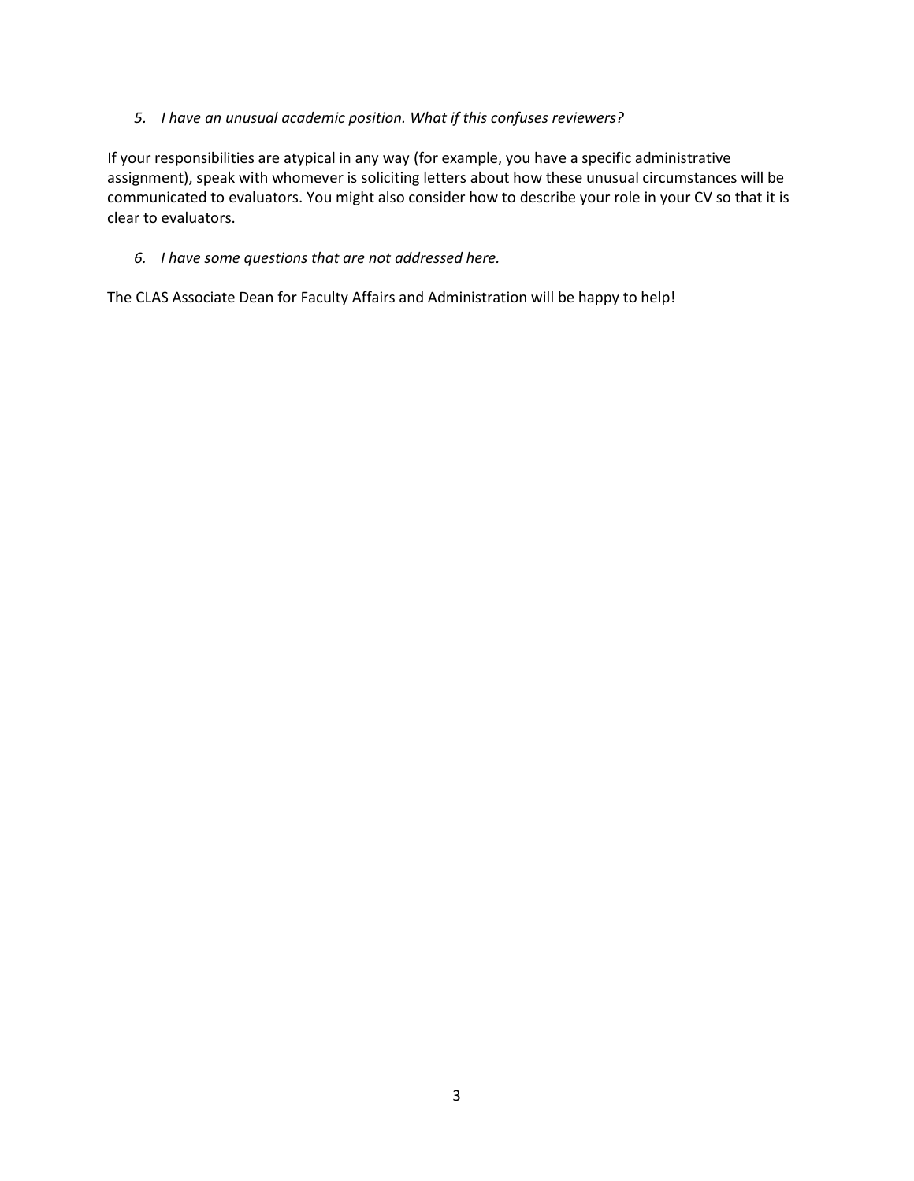*5. I have an unusual academic position. What if this confuses reviewers?*

If your responsibilities are atypical in any way (for example, you have a specific administrative assignment), speak with whomever is soliciting letters about how these unusual circumstances will be communicated to evaluators. You might also consider how to describe your role in your CV so that it is clear to evaluators.

*6. I have some questions that are not addressed here.*

The CLAS Associate Dean for Faculty Affairs and Administration will be happy to help!